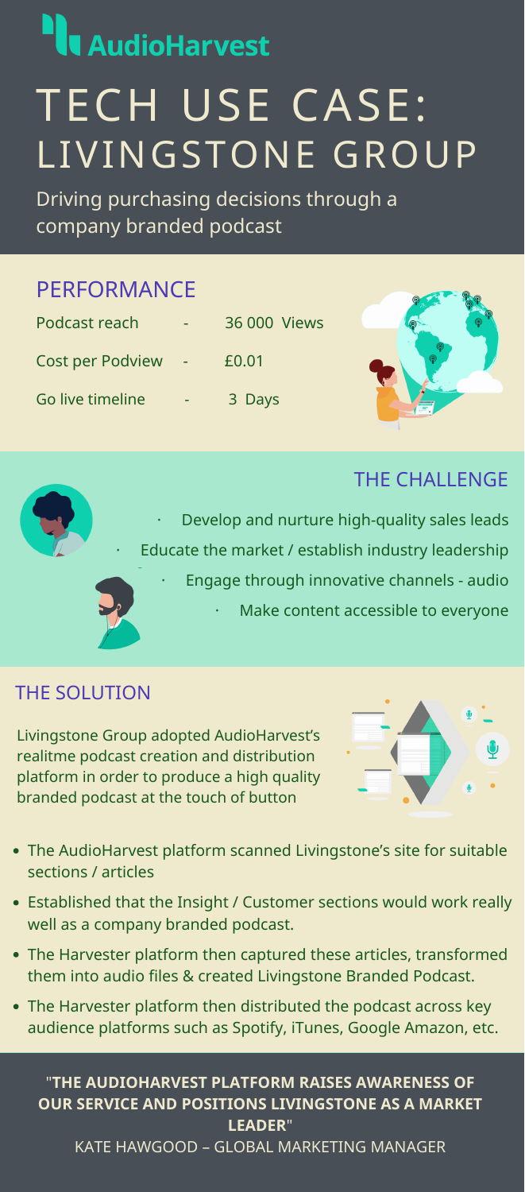AudioHarvest

# TECH USE CASE: LIVINGSTONE GROUP

Driving purchasing decisions through a company branded podcast

## PERFORMANCE

| | | |
|---|---|---|
| Podcast reach | - | 36 000 Views |
| Cost per Podview | - | £0.01 |
| Go live timeline | - | 3 Days |

## THE CHALLENGE

- Develop and nurture high-quality sales leads
- Educate the market / establish industry leadership
- Engage through innovative channels - audio
- Make content accessible to everyone

## THE SOLUTION

Livingstone Group adopted AudioHarvest's realitme podcast creation and distribution platform in order to produce a high quality branded podcast at the touch of button

- The AudioHarvest platform scanned Livingstone's site for suitable sections / articles
- Established that the Insight / Customer sections would work really well as a company branded podcast.
- The Harvester platform then captured these articles, transformed them into audio files & created Livingstone Branded Podcast.
- The Harvester platform then distributed the podcast across key audience platforms such as Spotify, iTunes, Google Amazon, etc.

"**THE AUDIOHARVEST PLATFORM RAISES AWARENESS OF OUR SERVICE AND POSITIONS LIVINGSTONE AS A MARKET LEADER**"

KATE HAWGOOD – GLOBAL MARKETING MANAGER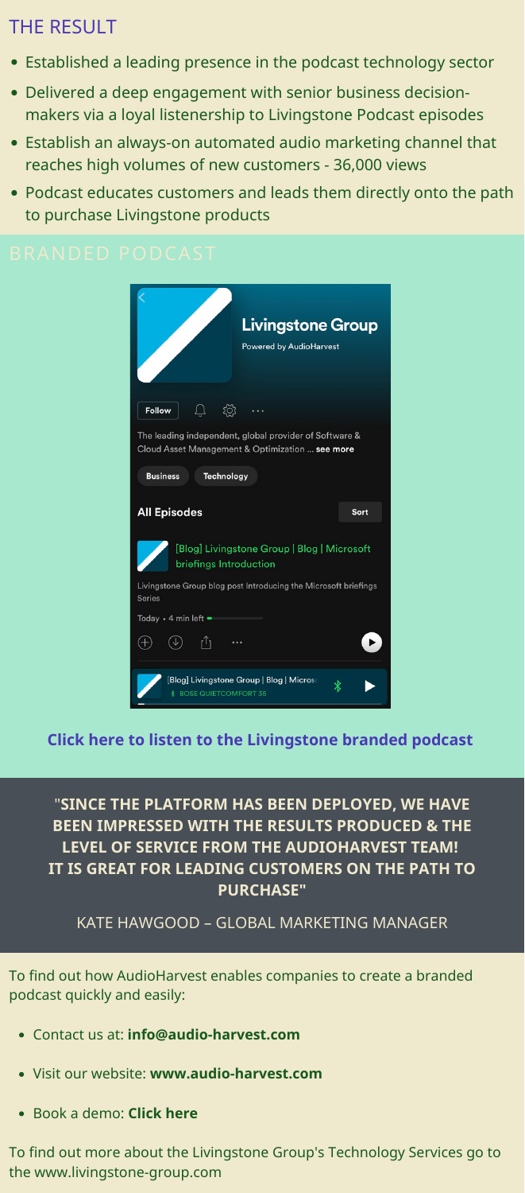## THE RESULT

- Established a leading presence in the podcast technology sector
- Delivered a deep engagement with senior business decision-makers via a loyal listenership to Livingstone Podcast episodes
- Establish an always-on automated audio marketing channel that reaches high volumes of new customers - 36,000 views
- Podcast educates customers and leads them directly onto the path to purchase Livingstone products

## BRANDED PODCAST

**Click here to listen to the Livingstone branded podcast**

**"SINCE THE PLATFORM HAS BEEN DEPLOYED, WE HAVE BEEN IMPRESSED WITH THE RESULTS PRODUCED & THE LEVEL OF SERVICE FROM THE AUDIOHARVEST TEAM! IT IS GREAT FOR LEADING CUSTOMERS ON THE PATH TO PURCHASE"**

KATE HAWGOOD – GLOBAL MARKETING MANAGER

To find out how AudioHarvest enables companies to create a branded podcast quickly and easily:

- Contact us at: **info@audio-harvest.com**
- Visit our website: **www.audio-harvest.com**
- Book a demo: **Click here**

To find out more about the Livingstone Group's Technology Services go to the www.livingstone-group.com